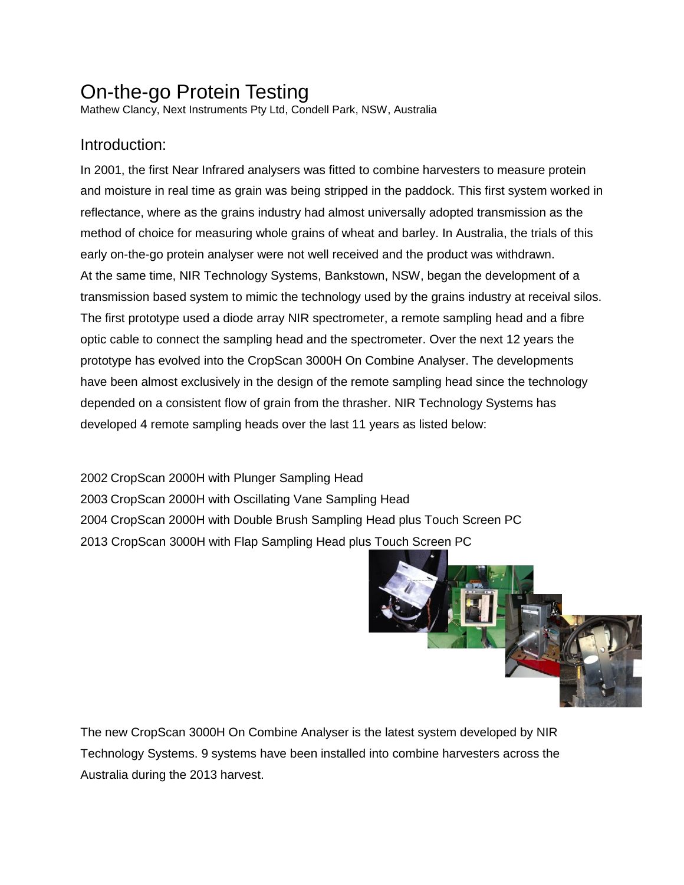# On-the-go Protein Testing

Mathew Clancy, Next Instruments Pty Ltd, Condell Park, NSW, Australia

## Introduction:

In 2001, the first Near Infrared analysers was fitted to combine harvesters to measure protein and moisture in real time as grain was being stripped in the paddock. This first system worked in reflectance, where as the grains industry had almost universally adopted transmission as the method of choice for measuring whole grains of wheat and barley. In Australia, the trials of this early on-the-go protein analyser were not well received and the product was withdrawn.
At the same time, NIR Technology Systems, Bankstown, NSW, began the development of a transmission based system to mimic the technology used by the grains industry at receival silos. The first prototype used a diode array NIR spectrometer, a remote sampling head and a fibre optic cable to connect the sampling head and the spectrometer. Over the next 12 years the prototype has evolved into the CropScan 3000H On Combine Analyser. The developments have been almost exclusively in the design of the remote sampling head since the technology depended on a consistent flow of grain from the thrasher. NIR Technology Systems has developed 4 remote sampling heads over the last 11 years as listed below:

2002 CropScan 2000H with Plunger Sampling Head
2003 CropScan 2000H with Oscillating Vane Sampling Head
2004 CropScan 2000H with Double Brush Sampling Head plus Touch Screen PC
2013 CropScan 3000H with Flap Sampling Head plus Touch Screen PC

The new CropScan 3000H On Combine Analyser is the latest system developed by NIR Technology Systems. 9 systems have been installed into combine harvesters across the Australia during the 2013 harvest.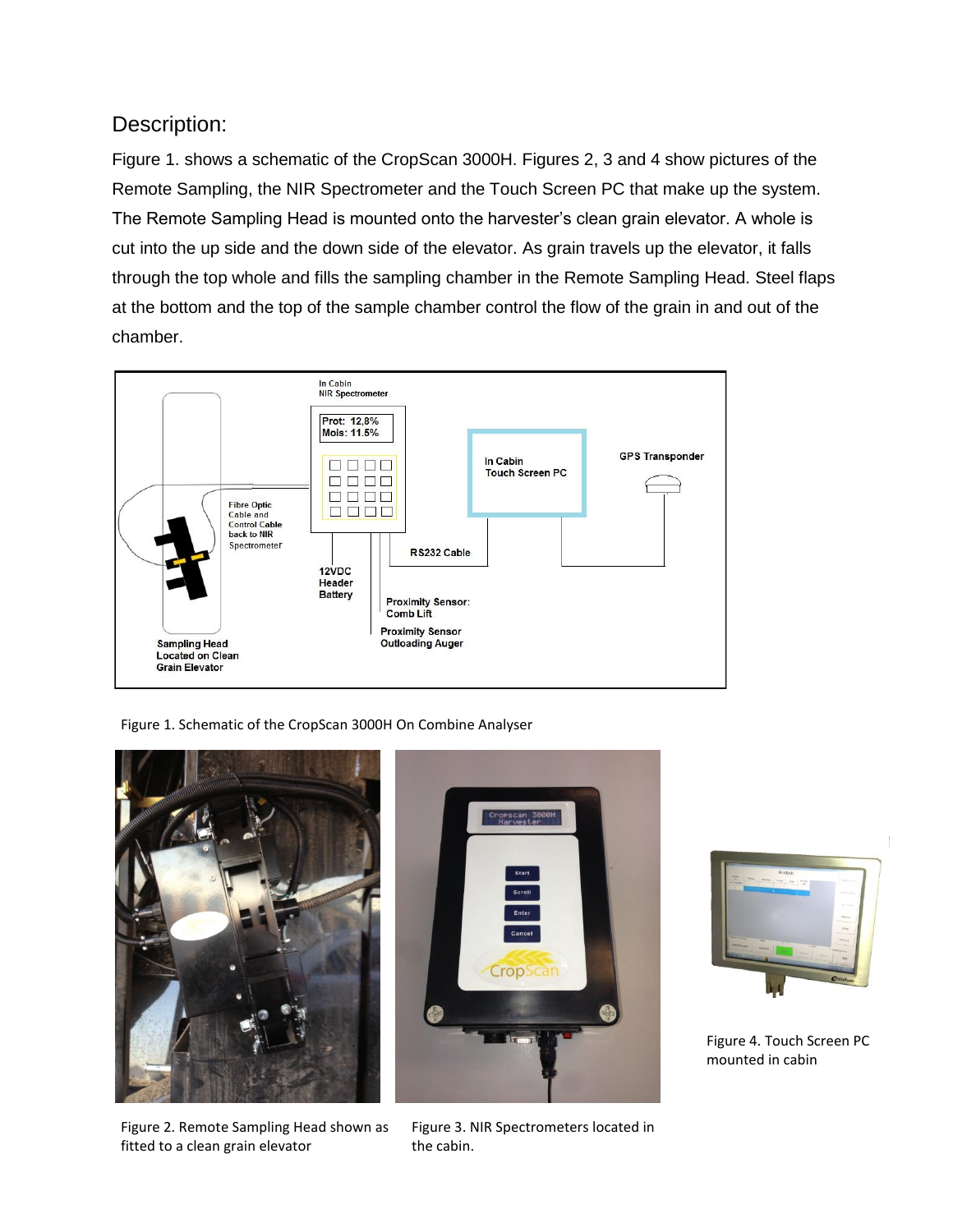## Description:

Figure 1. shows a schematic of the CropScan 3000H. Figures 2, 3 and 4 show pictures of the Remote Sampling, the NIR Spectrometer and the Touch Screen PC that make up the system. The Remote Sampling Head is mounted onto the harvester's clean grain elevator. A whole is cut into the up side and the down side of the elevator. As grain travels up the elevator, it falls through the top whole and fills the sampling chamber in the Remote Sampling Head. Steel flaps at the bottom and the top of the sample chamber control the flow of the grain in and out of the chamber.

Figure 1. Schematic of the CropScan 3000H On Combine Analyser

Figure 2. Remote Sampling Head shown as fitted to a clean grain elevator

Figure 3. NIR Spectrometers located in the cabin.

Figure 4. Touch Screen PC mounted in cabin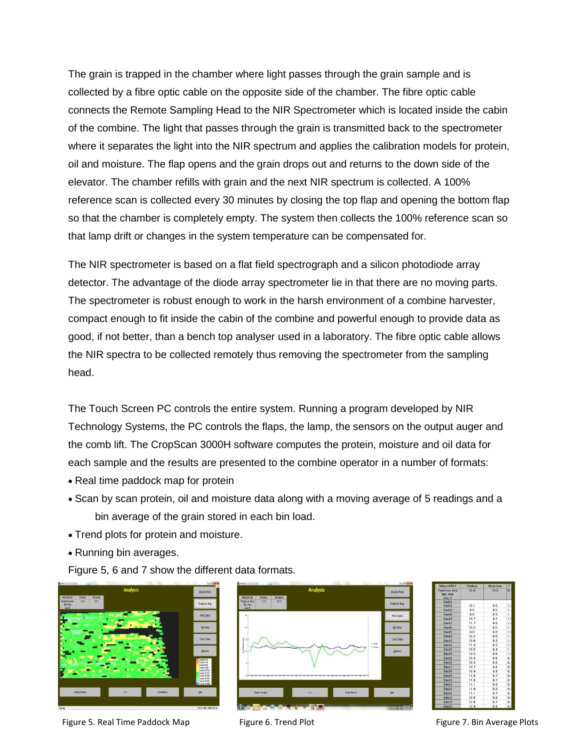The grain is trapped in the chamber where light passes through the grain sample and is collected by a fibre optic cable on the opposite side of the chamber. The fibre optic cable connects the Remote Sampling Head to the NIR Spectrometer which is located inside the cabin of the combine. The light that passes through the grain is transmitted back to the spectrometer where it separates the light into the NIR spectrum and applies the calibration models for protein, oil and moisture. The flap opens and the grain drops out and returns to the down side of the elevator. The chamber refills with grain and the next NIR spectrum is collected. A 100% reference scan is collected every 30 minutes by closing the top flap and opening the bottom flap so that the chamber is completely empty. The system then collects the 100% reference scan so that lamp drift or changes in the system temperature can be compensated for.

The NIR spectrometer is based on a flat field spectrograph and a silicon photodiode array detector. The advantage of the diode array spectrometer lie in that there are no moving parts. The spectrometer is robust enough to work in the harsh environment of a combine harvester, compact enough to fit inside the cabin of the combine and powerful enough to provide data as good, if not better, than a bench top analyser used in a laboratory. The fibre optic cable allows the NIR spectra to be collected remotely thus removing the spectrometer from the sampling head.

The Touch Screen PC controls the entire system. Running a program developed by NIR Technology Systems, the PC controls the flaps, the lamp, the sensors on the output auger and the comb lift. The CropScan 3000H software computes the protein, moisture and oil data for each sample and the results are presented to the combine operator in a number of formats:

- Real time paddock map for protein
- Scan by scan protein, oil and moisture data along with a moving average of 5 readings and a bin average of the grain stored in each bin load.
- Trend plots for protein and moisture.
- Running bin averages.

Figure 5, 6 and 7 show the different data formats.

Figure 5. Real Time Paddock Map

Figure 6. Trend Plot

Figure 7. Bin Average Plots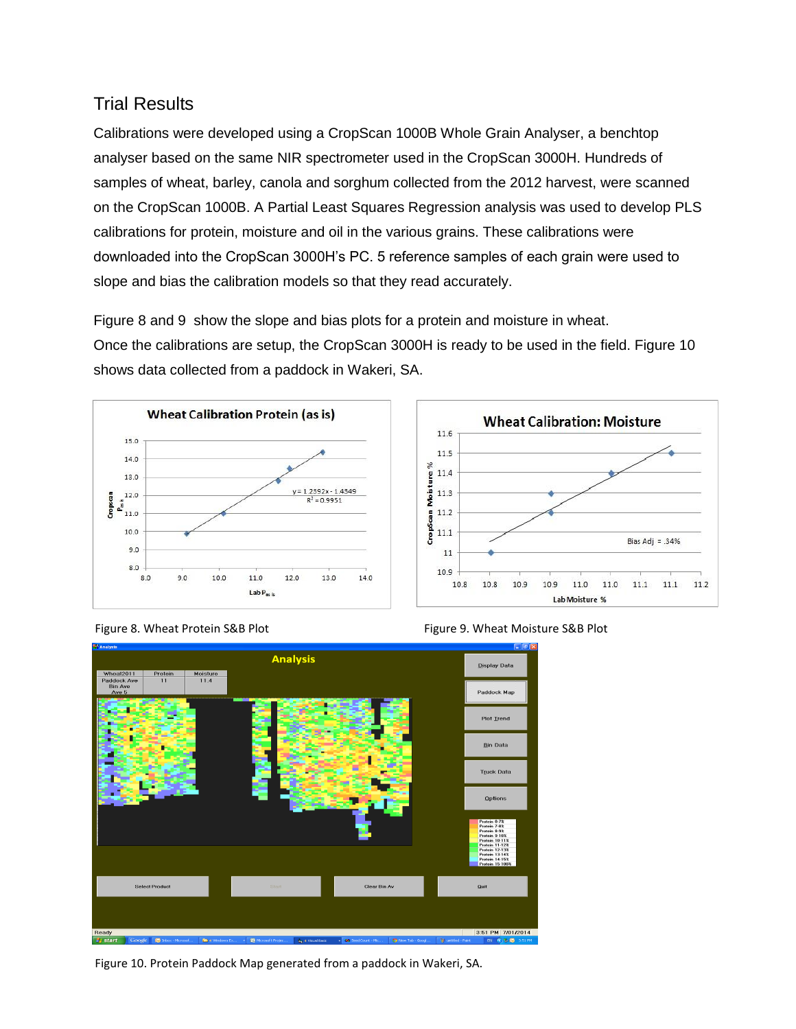## Trial Results

Calibrations were developed using a CropScan 1000B Whole Grain Analyser, a benchtop analyser based on the same NIR spectrometer used in the CropScan 3000H. Hundreds of samples of wheat, barley, canola and sorghum collected from the 2012 harvest, were scanned on the CropScan 1000B. A Partial Least Squares Regression analysis was used to develop PLS calibrations for protein, moisture and oil in the various grains. These calibrations were downloaded into the CropScan 3000H's PC. 5 reference samples of each grain were used to slope and bias the calibration models so that they read accurately.

Figure 8 and 9 show the slope and bias plots for a protein and moisture in wheat. Once the calibrations are setup, the CropScan 3000H is ready to be used in the field. Figure 10 shows data collected from a paddock in Wakeri, SA.

Figure 8. Wheat Protein S&B Plot

Figure 9. Wheat Moisture S&B Plot

Figure 10. Protein Paddock Map generated from a paddock in Wakeri, SA.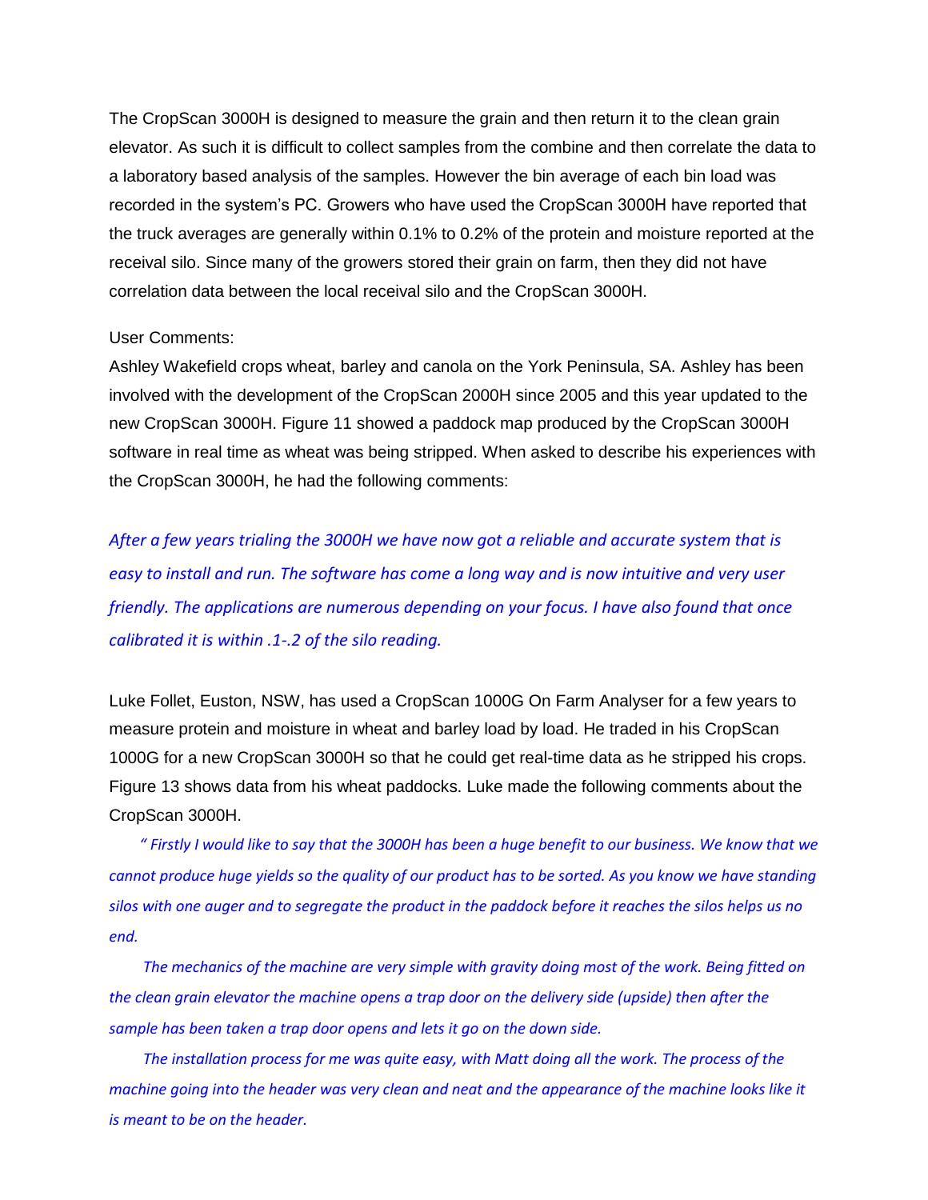The CropScan 3000H is designed to measure the grain and then return it to the clean grain elevator. As such it is difficult to collect samples from the combine and then correlate the data to a laboratory based analysis of the samples. However the bin average of each bin load was recorded in the system's PC. Growers who have used the CropScan 3000H have reported that the truck averages are generally within 0.1% to 0.2% of the protein and moisture reported at the receival silo. Since many of the growers stored their grain on farm, then they did not have correlation data between the local receival silo and the CropScan 3000H.

User Comments:

Ashley Wakefield crops wheat, barley and canola on the York Peninsula, SA. Ashley has been involved with the development of the CropScan 2000H since 2005 and this year updated to the new CropScan 3000H. Figure 11 showed a paddock map produced by the CropScan 3000H software in real time as wheat was being stripped. When asked to describe his experiences with the CropScan 3000H, he had the following comments:

*After a few years trialing the 3000H we have now got a reliable and accurate system that is easy to install and run. The software has come a long way and is now intuitive and very user friendly. The applications are numerous depending on your focus. I have also found that once calibrated it is within .1-.2 of the silo reading.*

Luke Follet, Euston, NSW, has used a CropScan 1000G On Farm Analyser for a few years to measure protein and moisture in wheat and barley load by load. He traded in his CropScan 1000G for a new CropScan 3000H so that he could get real-time data as he stripped his crops. Figure 13 shows data from his wheat paddocks. Luke made the following comments about the CropScan 3000H.

*" Firstly I would like to say that the 3000H has been a huge benefit to our business. We know that we cannot produce huge yields so the quality of our product has to be sorted. As you know we have standing silos with one auger and to segregate the product in the paddock before it reaches the silos helps us no end.*

*The mechanics of the machine are very simple with gravity doing most of the work. Being fitted on the clean grain elevator the machine opens a trap door on the delivery side (upside) then after the sample has been taken a trap door opens and lets it go on the down side.*

*The installation process for me was quite easy, with Matt doing all the work. The process of the machine going into the header was very clean and neat and the appearance of the machine looks like it is meant to be on the header.*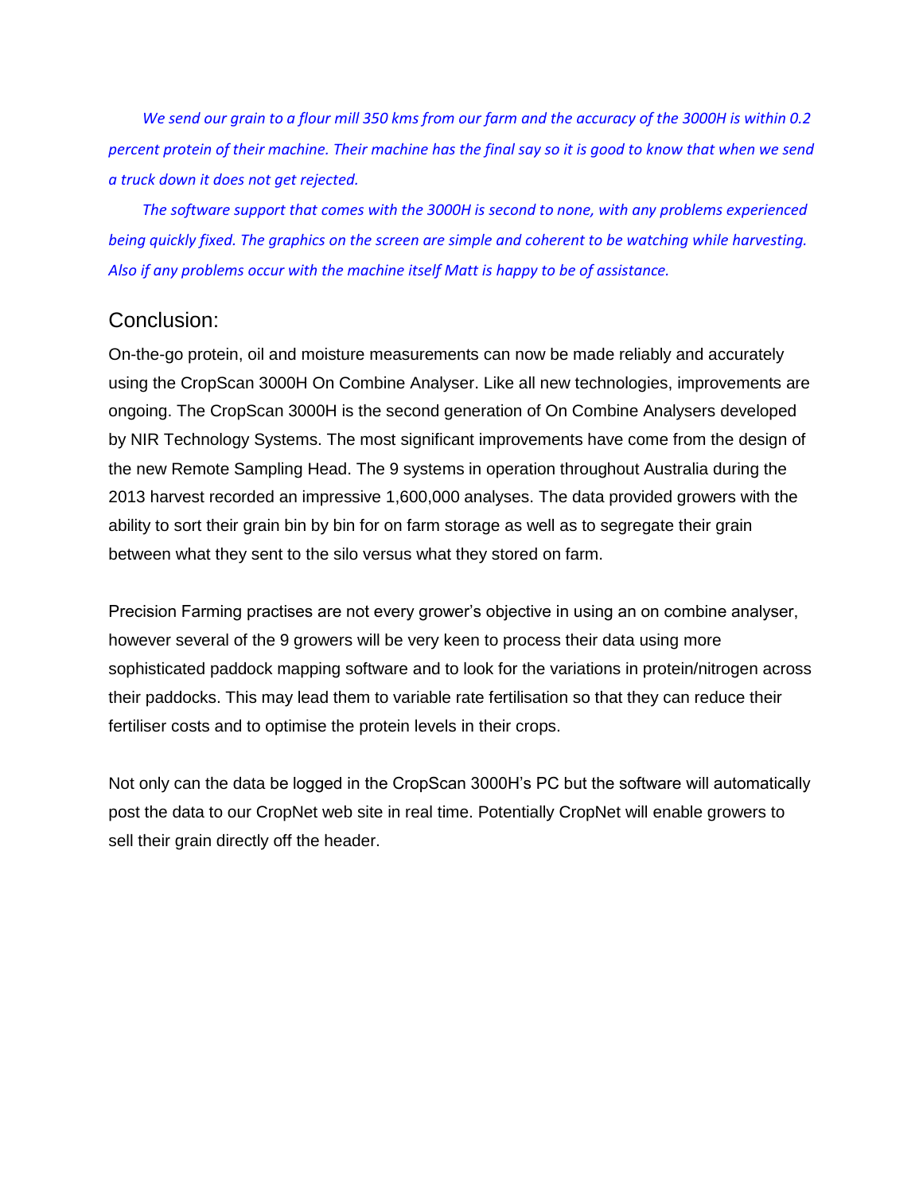*We send our grain to a flour mill 350 kms from our farm and the accuracy of the 3000H is within 0.2 percent protein of their machine. Their machine has the final say so it is good to know that when we send a truck down it does not get rejected.*

*The software support that comes with the 3000H is second to none, with any problems experienced being quickly fixed. The graphics on the screen are simple and coherent to be watching while harvesting. Also if any problems occur with the machine itself Matt is happy to be of assistance.*

## Conclusion:

On-the-go protein, oil and moisture measurements can now be made reliably and accurately using the CropScan 3000H On Combine Analyser. Like all new technologies, improvements are ongoing. The CropScan 3000H is the second generation of On Combine Analysers developed by NIR Technology Systems. The most significant improvements have come from the design of the new Remote Sampling Head. The 9 systems in operation throughout Australia during the 2013 harvest recorded an impressive 1,600,000 analyses. The data provided growers with the ability to sort their grain bin by bin for on farm storage as well as to segregate their grain between what they sent to the silo versus what they stored on farm.

Precision Farming practises are not every grower's objective in using an on combine analyser, however several of the 9 growers will be very keen to process their data using more sophisticated paddock mapping software and to look for the variations in protein/nitrogen across their paddocks. This may lead them to variable rate fertilisation so that they can reduce their fertiliser costs and to optimise the protein levels in their crops.

Not only can the data be logged in the CropScan 3000H's PC but the software will automatically post the data to our CropNet web site in real time. Potentially CropNet will enable growers to sell their grain directly off the header.